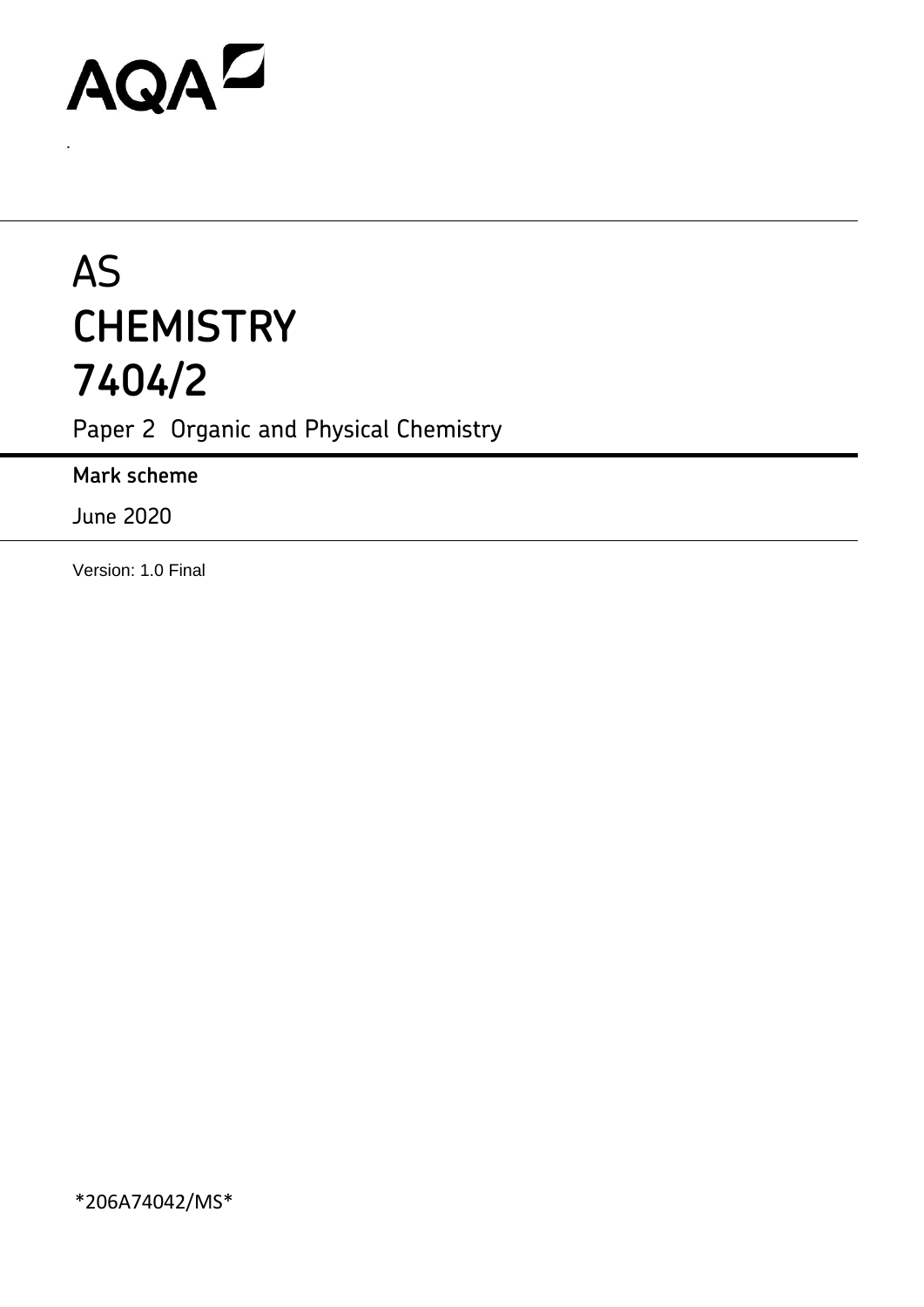AQA

# AS
# CHEMISTRY
# 7404/2

Paper 2 Organic and Physical Chemistry

**Mark scheme**

June 2020

Version: 1.0 Final

*206A74042/MS*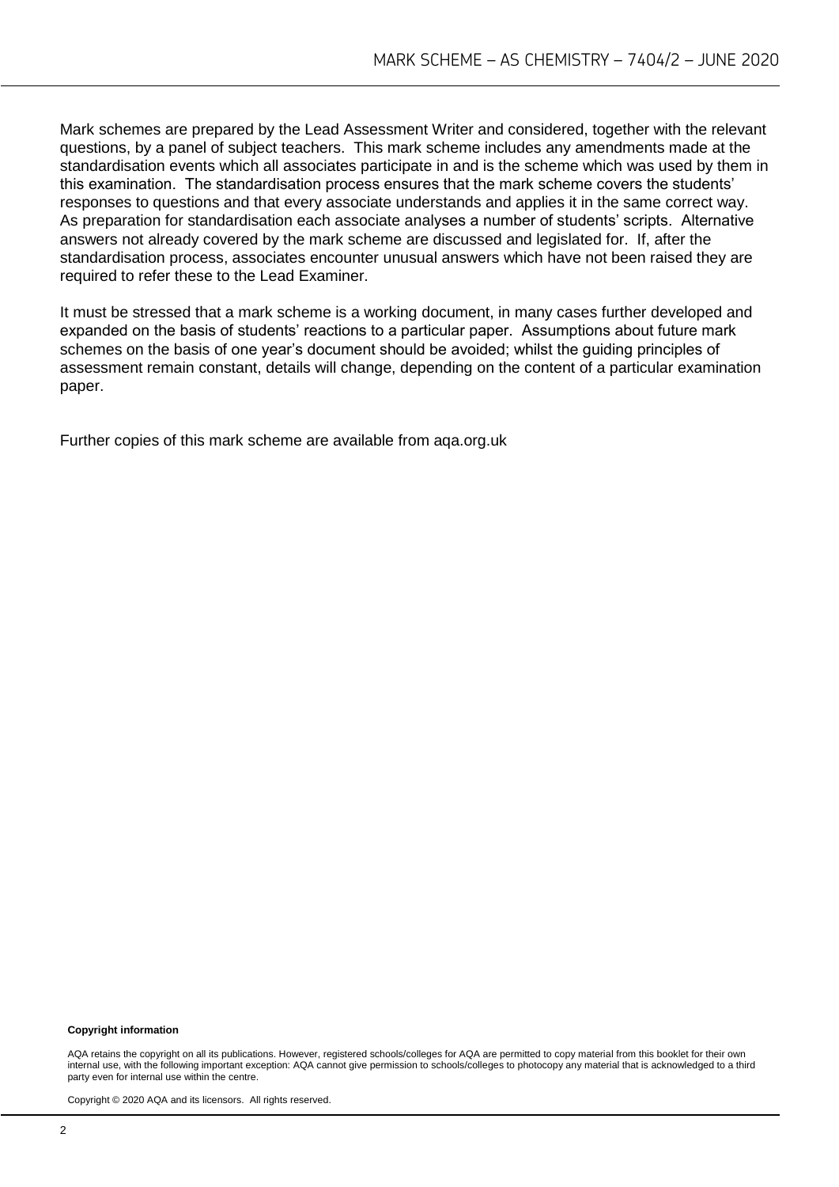Mark schemes are prepared by the Lead Assessment Writer and considered, together with the relevant questions, by a panel of subject teachers. This mark scheme includes any amendments made at the standardisation events which all associates participate in and is the scheme which was used by them in this examination. The standardisation process ensures that the mark scheme covers the students' responses to questions and that every associate understands and applies it in the same correct way. As preparation for standardisation each associate analyses a number of students' scripts. Alternative answers not already covered by the mark scheme are discussed and legislated for. If, after the standardisation process, associates encounter unusual answers which have not been raised they are required to refer these to the Lead Examiner.

It must be stressed that a mark scheme is a working document, in many cases further developed and expanded on the basis of students' reactions to a particular paper. Assumptions about future mark schemes on the basis of one year's document should be avoided; whilst the guiding principles of assessment remain constant, details will change, depending on the content of a particular examination paper.

Further copies of this mark scheme are available from aqa.org.uk

**Copyright information**

AQA retains the copyright on all its publications. However, registered schools/colleges for AQA are permitted to copy material from this booklet for their own internal use, with the following important exception: AQA cannot give permission to schools/colleges to photocopy any material that is acknowledged to a third party even for internal use within the centre.

Copyright © 2020 AQA and its licensors. All rights reserved.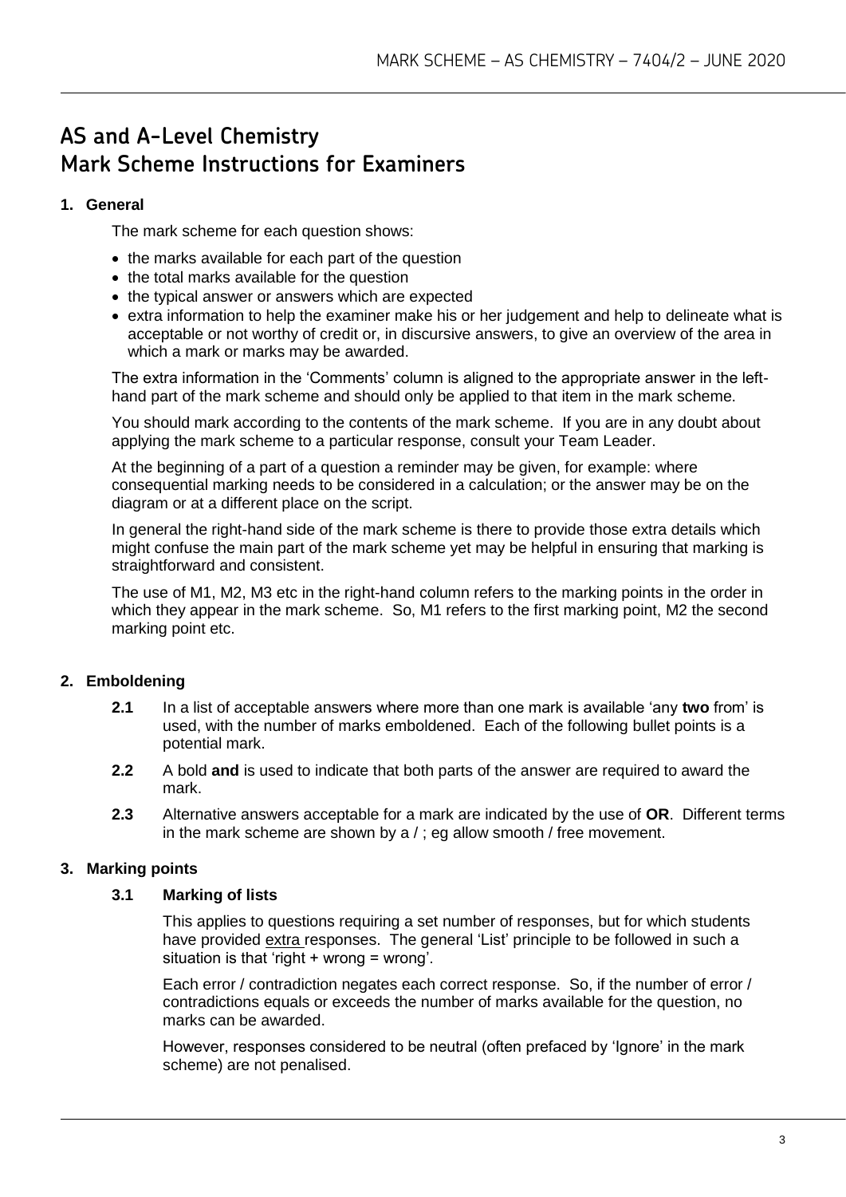# AS and A-Level Chemistry
# Mark Scheme Instructions for Examiners

## 1. General

The mark scheme for each question shows:

- the marks available for each part of the question
- the total marks available for the question
- the typical answer or answers which are expected
- extra information to help the examiner make his or her judgement and help to delineate what is acceptable or not worthy of credit or, in discursive answers, to give an overview of the area in which a mark or marks may be awarded.

The extra information in the 'Comments' column is aligned to the appropriate answer in the left-hand part of the mark scheme and should only be applied to that item in the mark scheme.

You should mark according to the contents of the mark scheme. If you are in any doubt about applying the mark scheme to a particular response, consult your Team Leader.

At the beginning of a part of a question a reminder may be given, for example: where consequential marking needs to be considered in a calculation; or the answer may be on the diagram or at a different place on the script.

In general the right-hand side of the mark scheme is there to provide those extra details which might confuse the main part of the mark scheme yet may be helpful in ensuring that marking is straightforward and consistent.

The use of M1, M2, M3 etc in the right-hand column refers to the marking points in the order in which they appear in the mark scheme. So, M1 refers to the first marking point, M2 the second marking point etc.

## 2. Emboldening

**2.1** In a list of acceptable answers where more than one mark is available 'any **two** from' is used, with the number of marks emboldened. Each of the following bullet points is a potential mark.

**2.2** A bold **and** is used to indicate that both parts of the answer are required to award the mark.

**2.3** Alternative answers acceptable for a mark are indicated by the use of **OR**. Different terms in the mark scheme are shown by a / ; eg allow smooth / free movement.

## 3. Marking points

### 3.1 Marking of lists

This applies to questions requiring a set number of responses, but for which students have provided extra responses. The general 'List' principle to be followed in such a situation is that 'right + wrong = wrong'.

Each error / contradiction negates each correct response. So, if the number of error / contradictions equals or exceeds the number of marks available for the question, no marks can be awarded.

However, responses considered to be neutral (often prefaced by 'Ignore' in the mark scheme) are not penalised.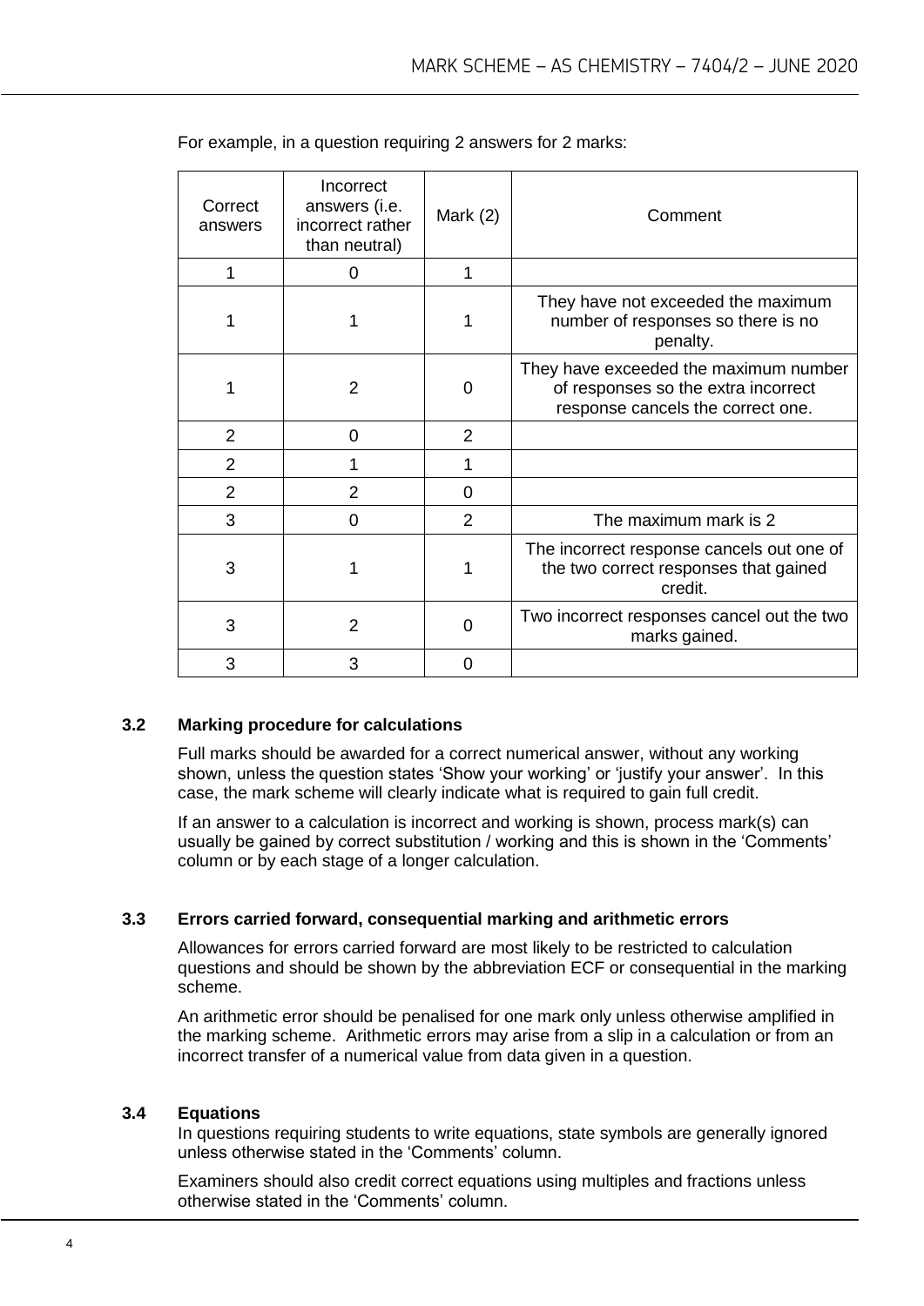For example, in a question requiring 2 answers for 2 marks:

| Correct answers | Incorrect answers (i.e. incorrect rather than neutral) | Mark (2) | Comment |
|---|---|---|---|
| 1 | 0 | 1 | |
| 1 | 1 | 1 | They have not exceeded the maximum number of responses so there is no penalty. |
| 1 | 2 | 0 | They have exceeded the maximum number of responses so the extra incorrect response cancels the correct one. |
| 2 | 0 | 2 | |
| 2 | 1 | 1 | |
| 2 | 2 | 0 | |
| 3 | 0 | 2 | The maximum mark is 2 |
| 3 | 1 | 1 | The incorrect response cancels out one of the two correct responses that gained credit. |
| 3 | 2 | 0 | Two incorrect responses cancel out the two marks gained. |
| 3 | 3 | 0 | |

### 3.2 Marking procedure for calculations

Full marks should be awarded for a correct numerical answer, without any working shown, unless the question states 'Show your working' or 'justify your answer'. In this case, the mark scheme will clearly indicate what is required to gain full credit.

If an answer to a calculation is incorrect and working is shown, process mark(s) can usually be gained by correct substitution / working and this is shown in the 'Comments' column or by each stage of a longer calculation.

### 3.3 Errors carried forward, consequential marking and arithmetic errors

Allowances for errors carried forward are most likely to be restricted to calculation questions and should be shown by the abbreviation ECF or consequential in the marking scheme.

An arithmetic error should be penalised for one mark only unless otherwise amplified in the marking scheme. Arithmetic errors may arise from a slip in a calculation or from an incorrect transfer of a numerical value from data given in a question.

### 3.4 Equations

In questions requiring students to write equations, state symbols are generally ignored unless otherwise stated in the 'Comments' column.

Examiners should also credit correct equations using multiples and fractions unless otherwise stated in the 'Comments' column.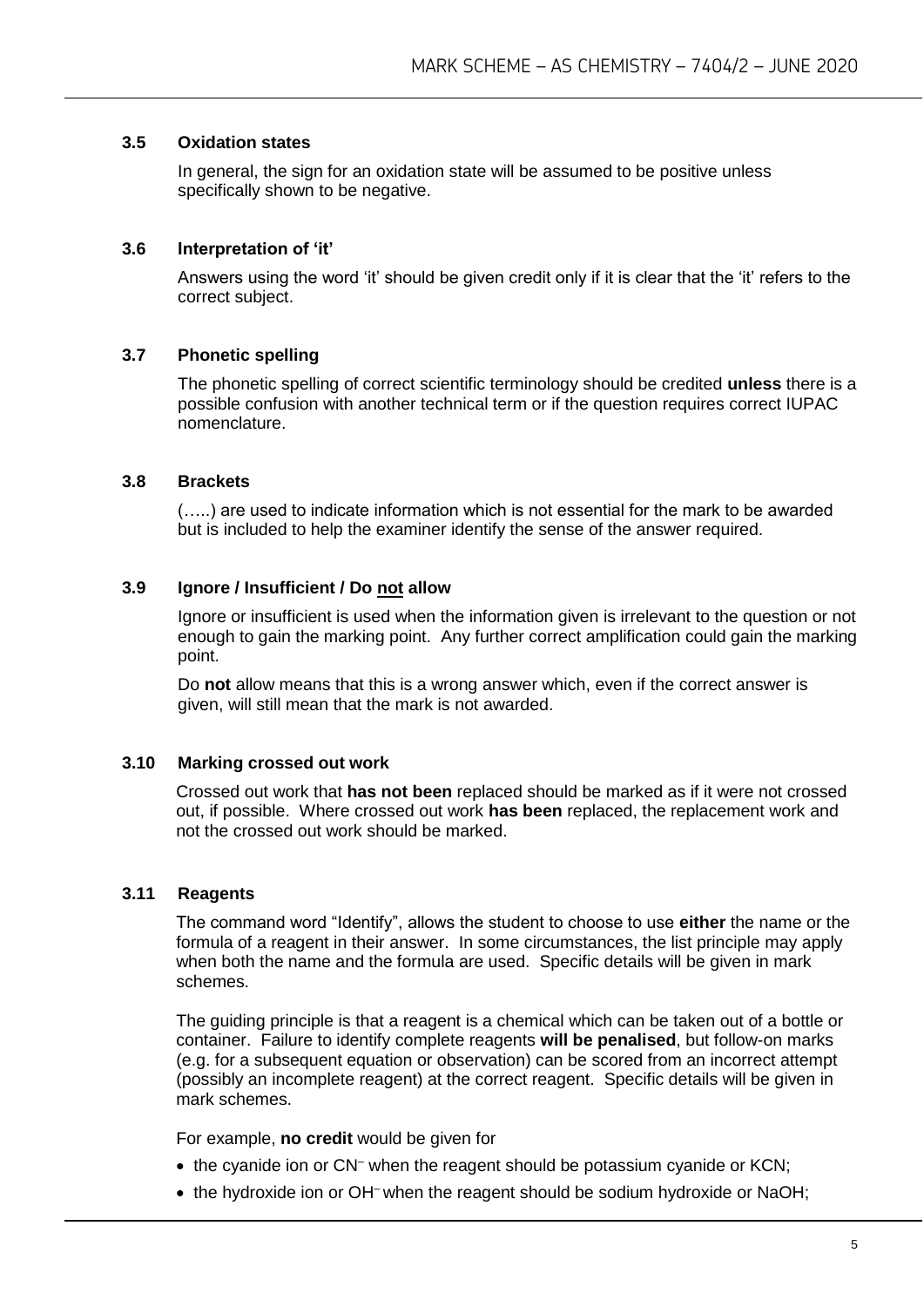### 3.5 Oxidation states

In general, the sign for an oxidation state will be assumed to be positive unless specifically shown to be negative.

### 3.6 Interpretation of 'it'

Answers using the word 'it' should be given credit only if it is clear that the 'it' refers to the correct subject.

### 3.7 Phonetic spelling

The phonetic spelling of correct scientific terminology should be credited **unless** there is a possible confusion with another technical term or if the question requires correct IUPAC nomenclature.

### 3.8 Brackets

(…..) are used to indicate information which is not essential for the mark to be awarded but is included to help the examiner identify the sense of the answer required.

### 3.9 Ignore / Insufficient / Do not allow

Ignore or insufficient is used when the information given is irrelevant to the question or not enough to gain the marking point. Any further correct amplification could gain the marking point.

Do **not** allow means that this is a wrong answer which, even if the correct answer is given, will still mean that the mark is not awarded.

### 3.10 Marking crossed out work

Crossed out work that **has not been** replaced should be marked as if it were not crossed out, if possible. Where crossed out work **has been** replaced, the replacement work and not the crossed out work should be marked.

### 3.11 Reagents

The command word "Identify", allows the student to choose to use **either** the name or the formula of a reagent in their answer. In some circumstances, the list principle may apply when both the name and the formula are used. Specific details will be given in mark schemes.

The guiding principle is that a reagent is a chemical which can be taken out of a bottle or container. Failure to identify complete reagents **will be penalised**, but follow-on marks (e.g. for a subsequent equation or observation) can be scored from an incorrect attempt (possibly an incomplete reagent) at the correct reagent. Specific details will be given in mark schemes.

For example, **no credit** would be given for

- the cyanide ion or $CN^-$ when the reagent should be potassium cyanide or KCN;
- the hydroxide ion or $OH^-$ when the reagent should be sodium hydroxide or NaOH;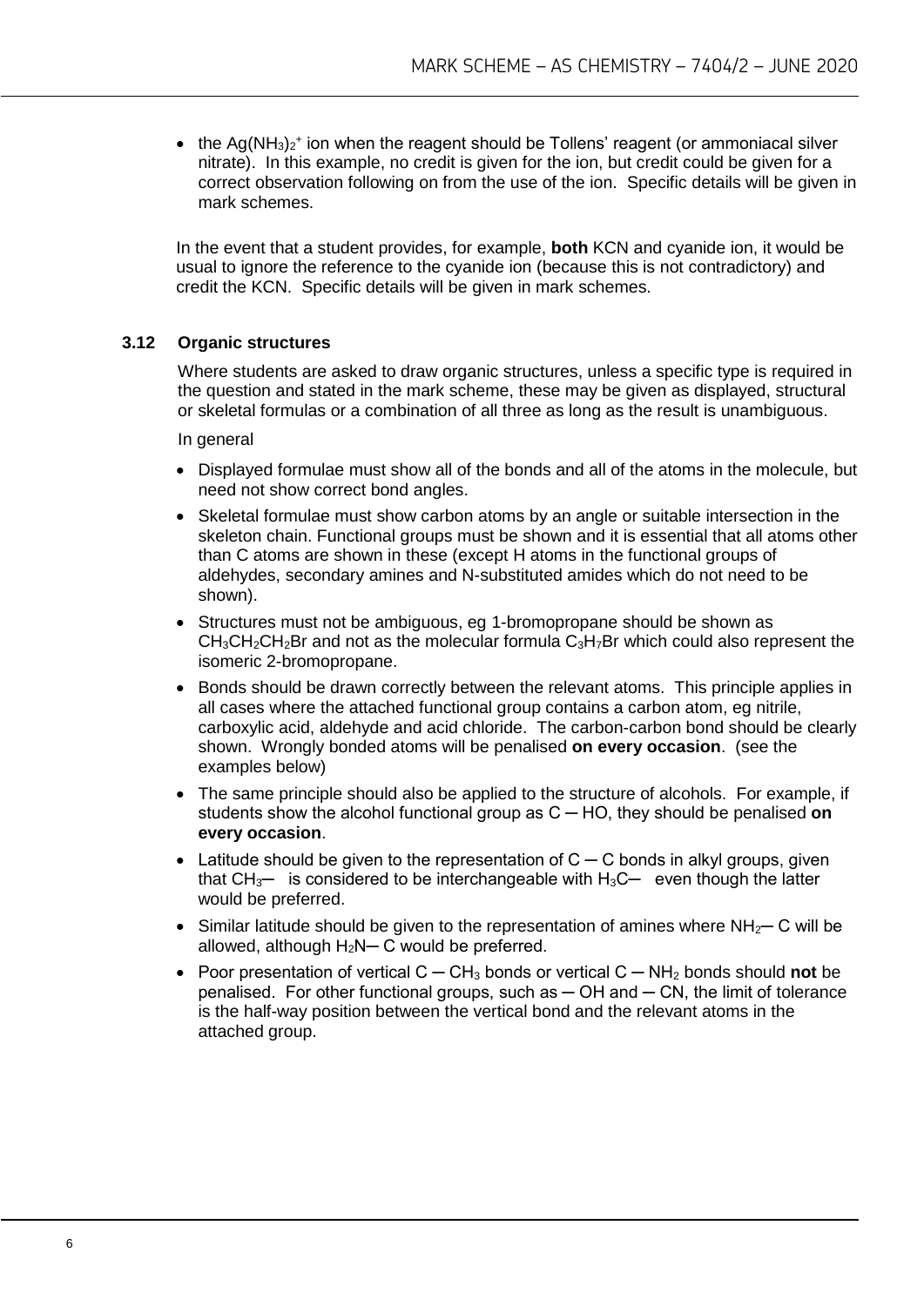- the $Ag(NH_3)_2^+$ ion when the reagent should be Tollens' reagent (or ammoniacal silver nitrate). In this example, no credit is given for the ion, but credit could be given for a correct observation following on from the use of the ion. Specific details will be given in mark schemes.

In the event that a student provides, for example, **both** KCN and cyanide ion, it would be usual to ignore the reference to the cyanide ion (because this is not contradictory) and credit the KCN. Specific details will be given in mark schemes.

### 3.12 Organic structures

Where students are asked to draw organic structures, unless a specific type is required in the question and stated in the mark scheme, these may be given as displayed, structural or skeletal formulas or a combination of all three as long as the result is unambiguous.

In general

- Displayed formulae must show all of the bonds and all of the atoms in the molecule, but need not show correct bond angles.
- Skeletal formulae must show carbon atoms by an angle or suitable intersection in the skeleton chain. Functional groups must be shown and it is essential that all atoms other than C atoms are shown in these (except H atoms in the functional groups of aldehydes, secondary amines and N-substituted amides which do not need to be shown).
- Structures must not be ambiguous, eg 1-bromopropane should be shown as $CH_3CH_2CH_2Br$ and not as the molecular formula $C_3H_7Br$ which could also represent the isomeric 2-bromopropane.
- Bonds should be drawn correctly between the relevant atoms. This principle applies in all cases where the attached functional group contains a carbon atom, eg nitrile, carboxylic acid, aldehyde and acid chloride. The carbon-carbon bond should be clearly shown. Wrongly bonded atoms will be penalised **on every occasion**. (see the examples below)
- The same principle should also be applied to the structure of alcohols. For example, if students show the alcohol functional group as C ─ HO, they should be penalised **on every occasion**.
- Latitude should be given to the representation of C ─ C bonds in alkyl groups, given that $CH_3$─ is considered to be interchangeable with $H_3C$─ even though the latter would be preferred.
- Similar latitude should be given to the representation of amines where $NH_2$─ C will be allowed, although $H_2N$─ C would be preferred.
- Poor presentation of vertical C ─ $CH_3$ bonds or vertical C ─ $NH_2$ bonds should **not** be penalised. For other functional groups, such as ─ OH and ─ CN, the limit of tolerance is the half-way position between the vertical bond and the relevant atoms in the attached group.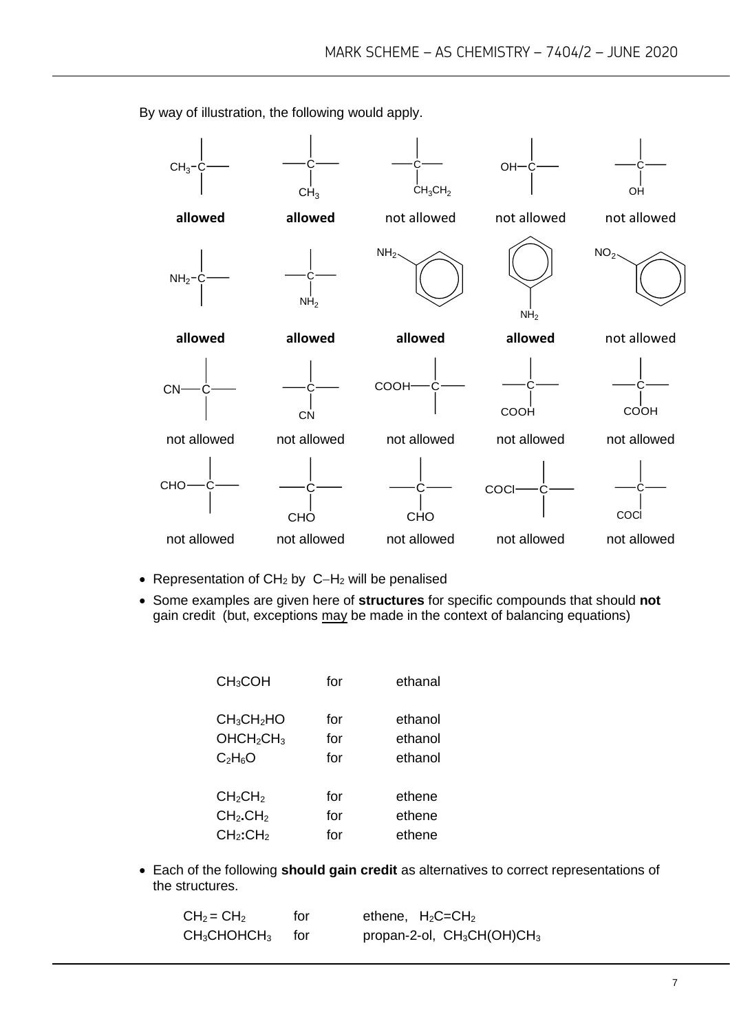By way of illustration, the following would apply.

| Structure | Verdict |
| --- | --- |
| $CH_3$–C (CH₃ attached to C on left) | **allowed** |
| C with $CH_3$ below | **allowed** |
| C with $CH_3CH_2$ below | not allowed |
| OH–C (OH attached to C on left) | not allowed |
| C with OH below | not allowed |
| $NH_2$–C (NH₂ attached to C on left) | **allowed** |
| C with $NH_2$ below | **allowed** |
| $NH_2$ attached to benzene ring (upper left) | **allowed** |
| Benzene ring with $NH_2$ below | **allowed** |
| $NO_2$ attached to benzene ring (upper left) | not allowed |
| CN–C (CN attached to C on left) | not allowed |
| C with CN below | not allowed |
| COOH–C (COOH attached to C on left) | not allowed |
| C with COOH below (left) | not allowed |
| C with COOH below (right) | not allowed |
| CHO–C (CHO attached to C on left) | not allowed |
| C with CHO below (left) | not allowed |
| C with CHO below (right) | not allowed |
| COCl–C (COCl attached to C on left) | not allowed |
| C with COCl below | not allowed |

- Representation of $CH_2$ by C−$H_2$ will be penalised
- Some examples are given here of **structures** for specific compounds that should **not** gain credit (but, exceptions may be made in the context of balancing equations)

| | | |
| --- | --- | --- |
| $CH_3COH$ | for | ethanal |
| $CH_3CH_2HO$ | for | ethanol |
| $OHCH_2CH_3$ | for | ethanol |
| $C_2H_6O$ | for | ethanol |
| $CH_2CH_2$ | for | ethene |
| $CH_2.CH_2$ | for | ethene |
| $CH_2:CH_2$ | for | ethene |

- Each of the following **should gain credit** as alternatives to correct representations of the structures.

| | | |
| --- | --- | --- |
| $CH_2 = CH_2$ | for | ethene, $H_2C{=}CH_2$ |
| $CH_3CHOHCH_3$ | for | propan-2-ol, $CH_3CH(OH)CH_3$ |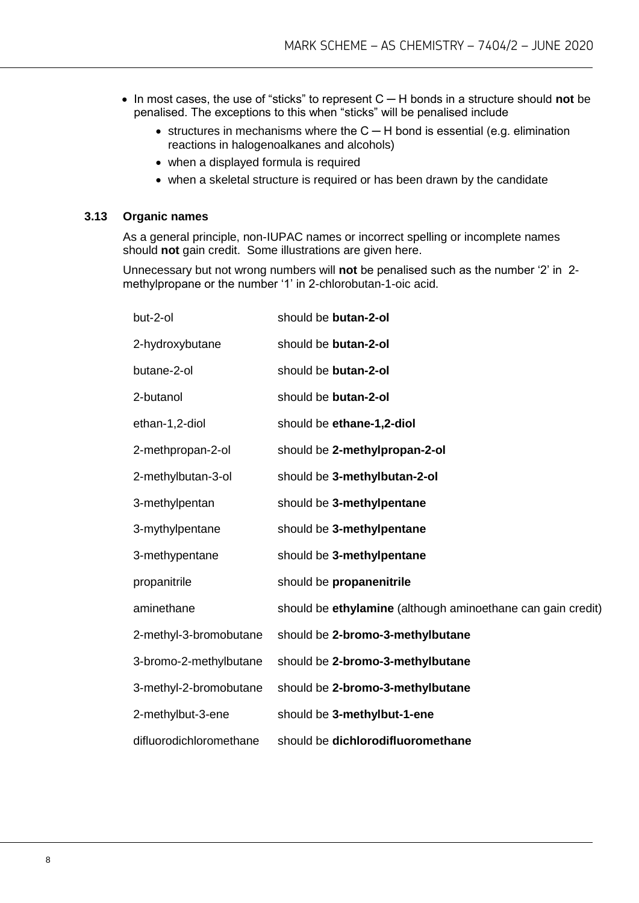- In most cases, the use of "sticks" to represent C ─ H bonds in a structure should **not** be penalised. The exceptions to this when "sticks" will be penalised include
  - structures in mechanisms where the C ─ H bond is essential (e.g. elimination reactions in halogenoalkanes and alcohols)
  - when a displayed formula is required
  - when a skeletal structure is required or has been drawn by the candidate

### 3.13 Organic names

As a general principle, non-IUPAC names or incorrect spelling or incomplete names should **not** gain credit. Some illustrations are given here.

Unnecessary but not wrong numbers will **not** be penalised such as the number '2' in 2-methylpropane or the number '1' in 2-chlorobutan-1-oic acid.

| | |
|---|---|
| but-2-ol | should be **butan-2-ol** |
| 2-hydroxybutane | should be **butan-2-ol** |
| butane-2-ol | should be **butan-2-ol** |
| 2-butanol | should be **butan-2-ol** |
| ethan-1,2-diol | should be **ethane-1,2-diol** |
| 2-methpropan-2-ol | should be **2-methylpropan-2-ol** |
| 2-methylbutan-3-ol | should be **3-methylbutan-2-ol** |
| 3-methylpentan | should be **3-methylpentane** |
| 3-mythylpentane | should be **3-methylpentane** |
| 3-methypentane | should be **3-methylpentane** |
| propanitrile | should be **propanenitrile** |
| aminethane | should be **ethylamine** (although aminoethane can gain credit) |
| 2-methyl-3-bromobutane | should be **2-bromo-3-methylbutane** |
| 3-bromo-2-methylbutane | should be **2-bromo-3-methylbutane** |
| 3-methyl-2-bromobutane | should be **2-bromo-3-methylbutane** |
| 2-methylbut-3-ene | should be **3-methylbut-1-ene** |
| difluorodichloromethane | should be **dichlorodifluoromethane** |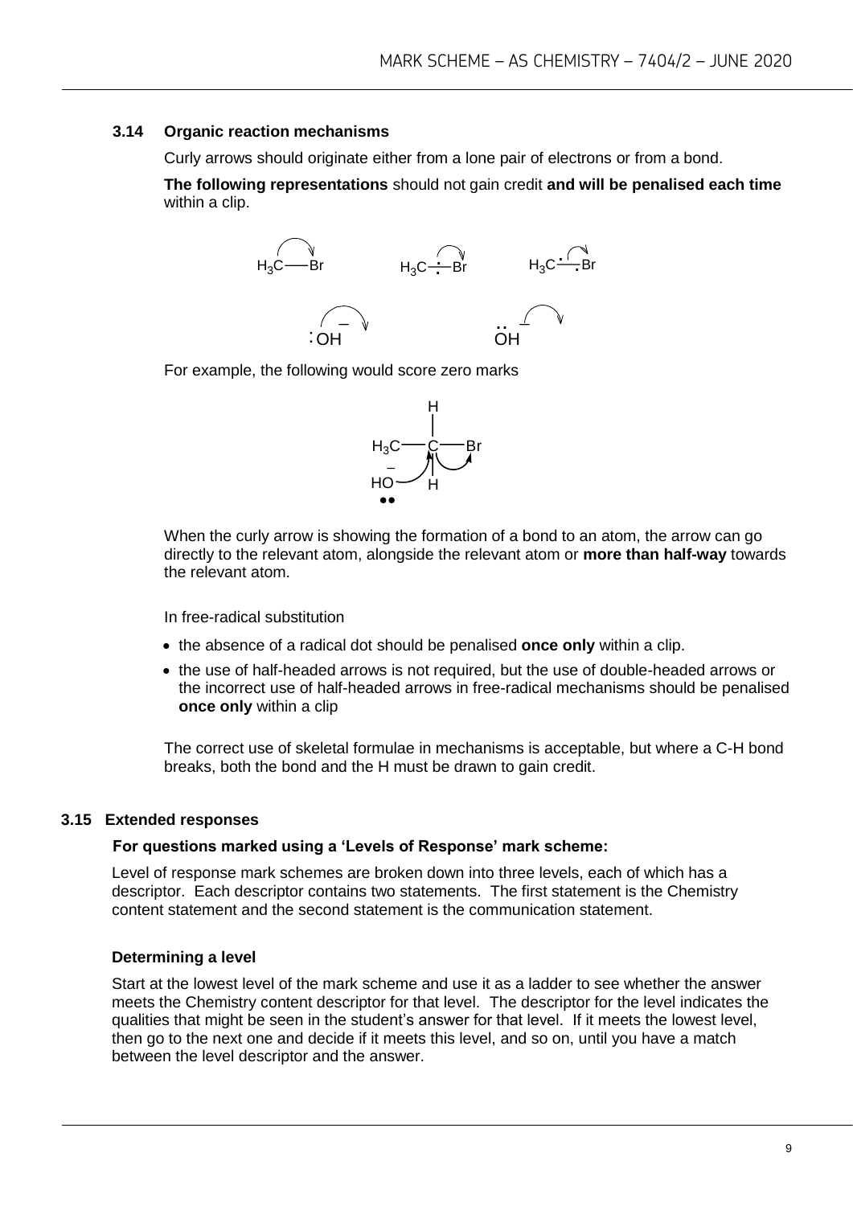### 3.14 Organic reaction mechanisms

Curly arrows should originate either from a lone pair of electrons or from a bond.

**The following representations** should not gain credit **and will be penalised each time** within a clip.

For example, the following would score zero marks

When the curly arrow is showing the formation of a bond to an atom, the arrow can go directly to the relevant atom, alongside the relevant atom or **more than half-way** towards the relevant atom.

In free-radical substitution

- the absence of a radical dot should be penalised **once only** within a clip.
- the use of half-headed arrows is not required, but the use of double-headed arrows or the incorrect use of half-headed arrows in free-radical mechanisms should be penalised **once only** within a clip

The correct use of skeletal formulae in mechanisms is acceptable, but where a C-H bond breaks, both the bond and the H must be drawn to gain credit.

### 3.15 Extended responses

**For questions marked using a 'Levels of Response' mark scheme:**

Level of response mark schemes are broken down into three levels, each of which has a descriptor. Each descriptor contains two statements. The first statement is the Chemistry content statement and the second statement is the communication statement.

**Determining a level**

Start at the lowest level of the mark scheme and use it as a ladder to see whether the answer meets the Chemistry content descriptor for that level. The descriptor for the level indicates the qualities that might be seen in the student's answer for that level. If it meets the lowest level, then go to the next one and decide if it meets this level, and so on, until you have a match between the level descriptor and the answer.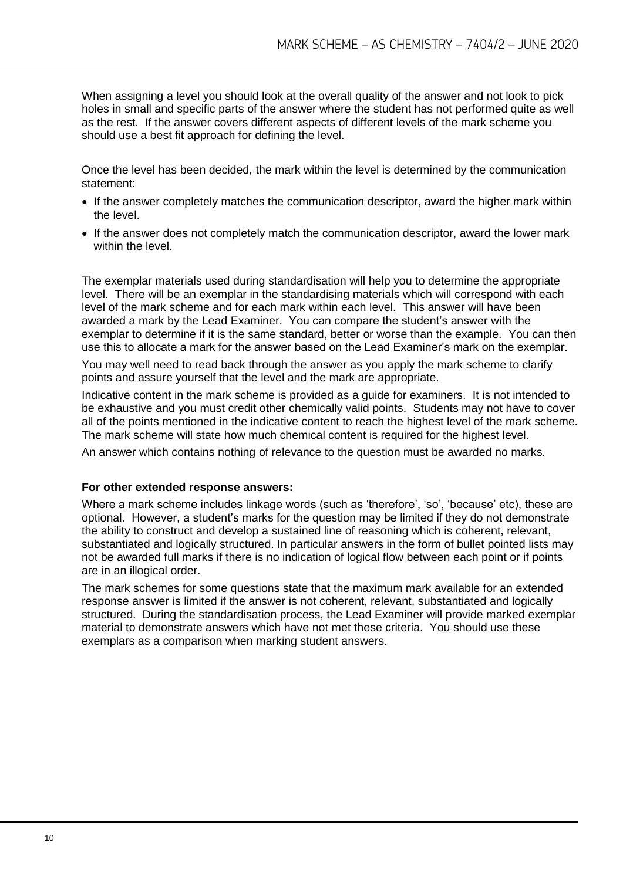When assigning a level you should look at the overall quality of the answer and not look to pick holes in small and specific parts of the answer where the student has not performed quite as well as the rest. If the answer covers different aspects of different levels of the mark scheme you should use a best fit approach for defining the level.

Once the level has been decided, the mark within the level is determined by the communication statement:

- If the answer completely matches the communication descriptor, award the higher mark within the level.
- If the answer does not completely match the communication descriptor, award the lower mark within the level.

The exemplar materials used during standardisation will help you to determine the appropriate level. There will be an exemplar in the standardising materials which will correspond with each level of the mark scheme and for each mark within each level. This answer will have been awarded a mark by the Lead Examiner. You can compare the student's answer with the exemplar to determine if it is the same standard, better or worse than the example. You can then use this to allocate a mark for the answer based on the Lead Examiner's mark on the exemplar.

You may well need to read back through the answer as you apply the mark scheme to clarify points and assure yourself that the level and the mark are appropriate.

Indicative content in the mark scheme is provided as a guide for examiners. It is not intended to be exhaustive and you must credit other chemically valid points. Students may not have to cover all of the points mentioned in the indicative content to reach the highest level of the mark scheme. The mark scheme will state how much chemical content is required for the highest level.

An answer which contains nothing of relevance to the question must be awarded no marks.

**For other extended response answers:**

Where a mark scheme includes linkage words (such as 'therefore', 'so', 'because' etc), these are optional. However, a student's marks for the question may be limited if they do not demonstrate the ability to construct and develop a sustained line of reasoning which is coherent, relevant, substantiated and logically structured. In particular answers in the form of bullet pointed lists may not be awarded full marks if there is no indication of logical flow between each point or if points are in an illogical order.

The mark schemes for some questions state that the maximum mark available for an extended response answer is limited if the answer is not coherent, relevant, substantiated and logically structured. During the standardisation process, the Lead Examiner will provide marked exemplar material to demonstrate answers which have not met these criteria. You should use these exemplars as a comparison when marking student answers.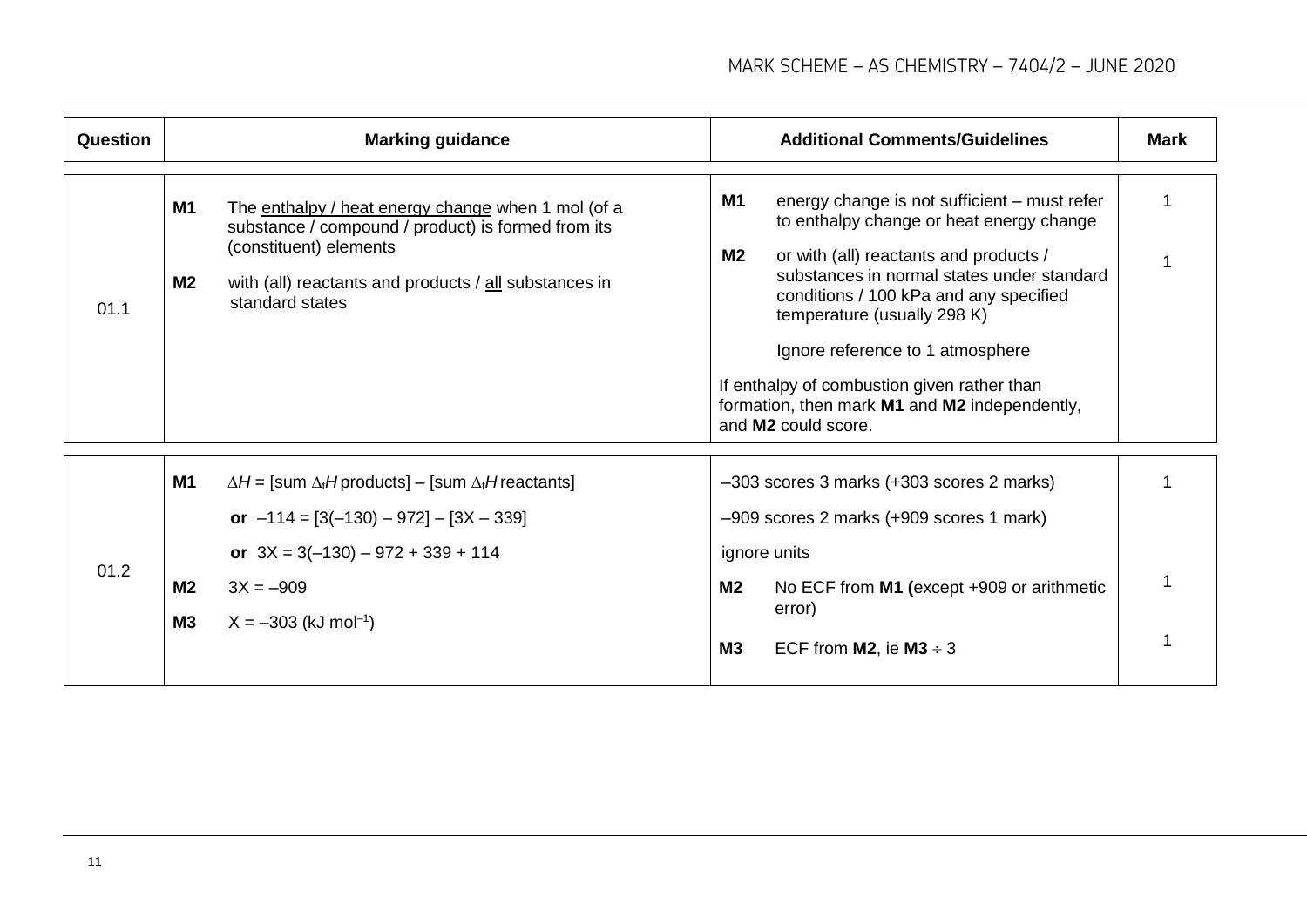| Question | Marking guidance | Additional Comments/Guidelines | Mark |
|---|---|---|---|
| 01.1 | **M1** The <u>enthalpy / heat energy change</u> when 1 mol (of a substance / compound / product) is formed from its (constituent) elements<br><br>**M2** with (all) reactants and products / <u>all</u> substances in standard states | **M1** energy change is not sufficient – must refer to enthalpy change or heat energy change<br><br>**M2** or with (all) reactants and products / substances in normal states under standard conditions / 100 kPa and any specified temperature (usually 298 K)<br><br>Ignore reference to 1 atmosphere<br><br>If enthalpy of combustion given rather than formation, then mark **M1** and **M2** independently, and **M2** could score. | 1<br><br>1 |
| 01.2 | **M1** $\Delta H$ = [sum $\Delta_f H$ products] – [sum $\Delta_f H$ reactants]<br>**or** $-114 = [3(-130) - 972] - [3X - 339]$<br>**or** $3X = 3(-130) - 972 + 339 + 114$<br><br>**M2** $3X = -909$<br><br>**M3** $X = -303$ (kJ mol$^{-1}$) | –303 scores 3 marks (+303 scores 2 marks)<br>–909 scores 2 marks (+909 scores 1 mark)<br>ignore units<br><br>**M2** No ECF from **M1 (**except +909 or arithmetic error)<br><br>**M3** ECF from **M2**, ie **M3** ÷ 3 | 1<br><br>1<br><br>1 |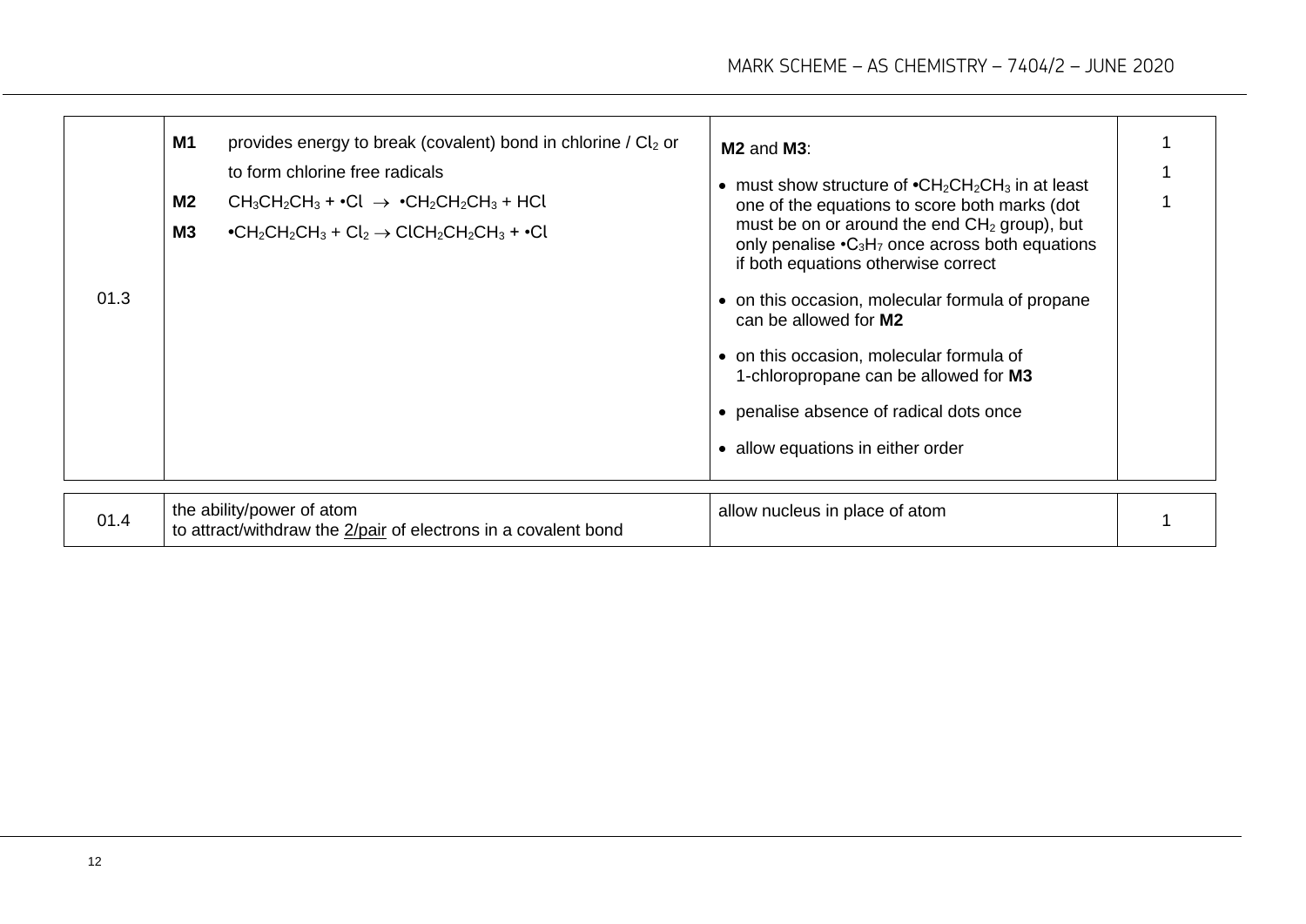| Question | Answers | Additional comments/guidelines | Mark |
|---|---|---|---|
| 01.3 | **M1** provides energy to break (covalent) bond in chlorine / $Cl_2$ or to form chlorine free radicals<br>**M2** $CH_3CH_2CH_3 + \bullet Cl \rightarrow \bullet CH_2CH_2CH_3 + HCl$<br>**M3** $\bullet CH_2CH_2CH_3 + Cl_2 \rightarrow ClCH_2CH_2CH_3 + \bullet Cl$ | **M2** and **M3**:<br>• must show structure of $\bullet CH_2CH_2CH_3$ in at least one of the equations to score both marks (dot must be on or around the end $CH_2$ group), but only penalise $\bullet C_3H_7$ once across both equations if both equations otherwise correct<br>• on this occasion, molecular formula of propane can be allowed for **M2**<br>• on this occasion, molecular formula of 1-chloropropane can be allowed for **M3**<br>• penalise absence of radical dots once<br>• allow equations in either order | 1<br>1<br>1 |
| 01.4 | the ability/power of atom<br>to attract/withdraw the 2/pair of electrons in a covalent bond | allow nucleus in place of atom | 1 |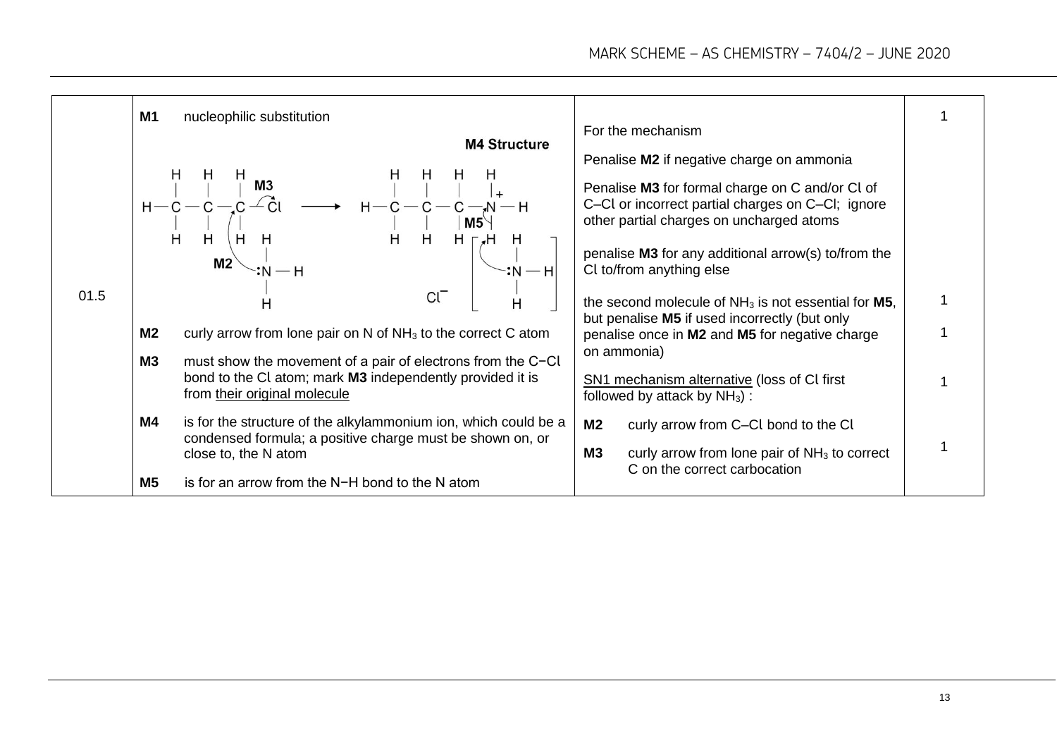| Question | Answers | Additional comments/Guidelines | Mark |
|---|---|---|---|
| 01.5 | **M1** nucleophilic substitution<br><br>**M4 Structure**<br><br>$CH_3CH_2CH_2Cl$ (M3 arrow from C–Cl bond to Cl; M2 arrow from lone pair on :$NH_3$ to C) → $CH_3CH_2CH_2NH_3^+$ (M5 arrow from N–H bond to N, with second :$NH_3$) $Cl^-$<br><br>**M2** curly arrow from lone pair on N of $NH_3$ to the correct C atom<br><br>**M3** must show the movement of a pair of electrons from the C−Cl bond to the Cl atom; mark **M3** independently provided it is from their original molecule<br><br>**M4** is for the structure of the alkylammonium ion, which could be a condensed formula; a positive charge must be shown on, or close to, the N atom<br><br>**M5** is for an arrow from the N−H bond to the N atom | For the mechanism<br><br>Penalise **M2** if negative charge on ammonia<br><br>Penalise **M3** for formal charge on C and/or Cl of C–Cl or incorrect partial charges on C–Cl; ignore other partial charges on uncharged atoms<br><br>penalise **M3** for any additional arrow(s) to/from the Cl to/from anything else<br><br>the second molecule of $NH_3$ is not essential for **M5**, but penalise **M5** if used incorrectly (but only penalise once in **M2** and **M5** for negative charge on ammonia)<br><br>SN1 mechanism alternative (loss of Cl first followed by attack by $NH_3$) :<br><br>**M2** curly arrow from C–Cl bond to the Cl<br><br>**M3** curly arrow from lone pair of $NH_3$ to correct C on the correct carbocation | 1<br><br>1<br><br>1<br><br>1<br><br>1 |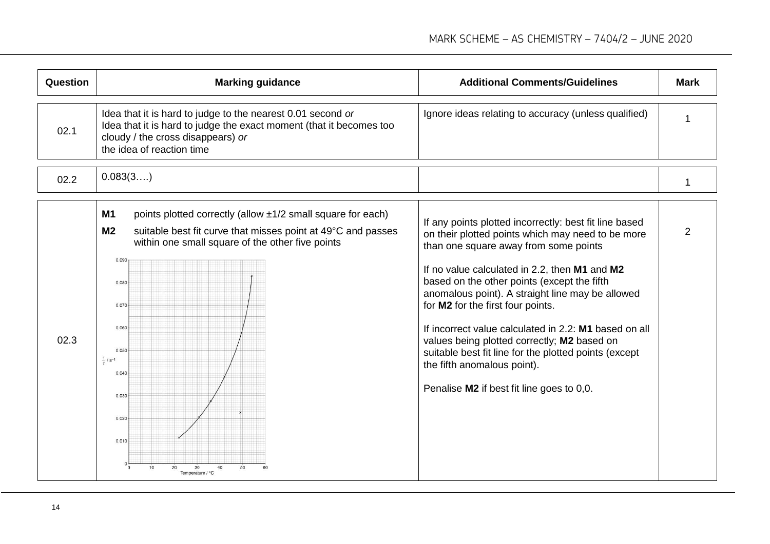| Question | Marking guidance | Additional Comments/Guidelines | Mark |
|---|---|---|---|
| 02.1 | Idea that it is hard to judge to the nearest 0.01 second *or*<br>Idea that it is hard to judge the exact moment (that it becomes too cloudy / the cross disappears) *or*<br>the idea of reaction time | Ignore ideas relating to accuracy (unless qualified) | 1 |
| 02.2 | 0.083(3….) | | 1 |
| 02.3 | **M1** points plotted correctly (allow ±1/2 small square for each)<br>**M2** suitable best fit curve that misses point at 49°C and passes within one small square of the other five points | If any points plotted incorrectly: best fit line based on their plotted points which may need to be more than one square away from some points<br><br>If no value calculated in 2.2, then **M1** and **M2** based on the other points (except the fifth anomalous point). A straight line may be allowed for **M2** for the first four points.<br><br>If incorrect value calculated in 2.2: **M1** based on all values being plotted correctly; **M2** based on suitable best fit line for the plotted points (except the fifth anomalous point).<br><br>Penalise **M2** if best fit line goes to 0,0. | 2 |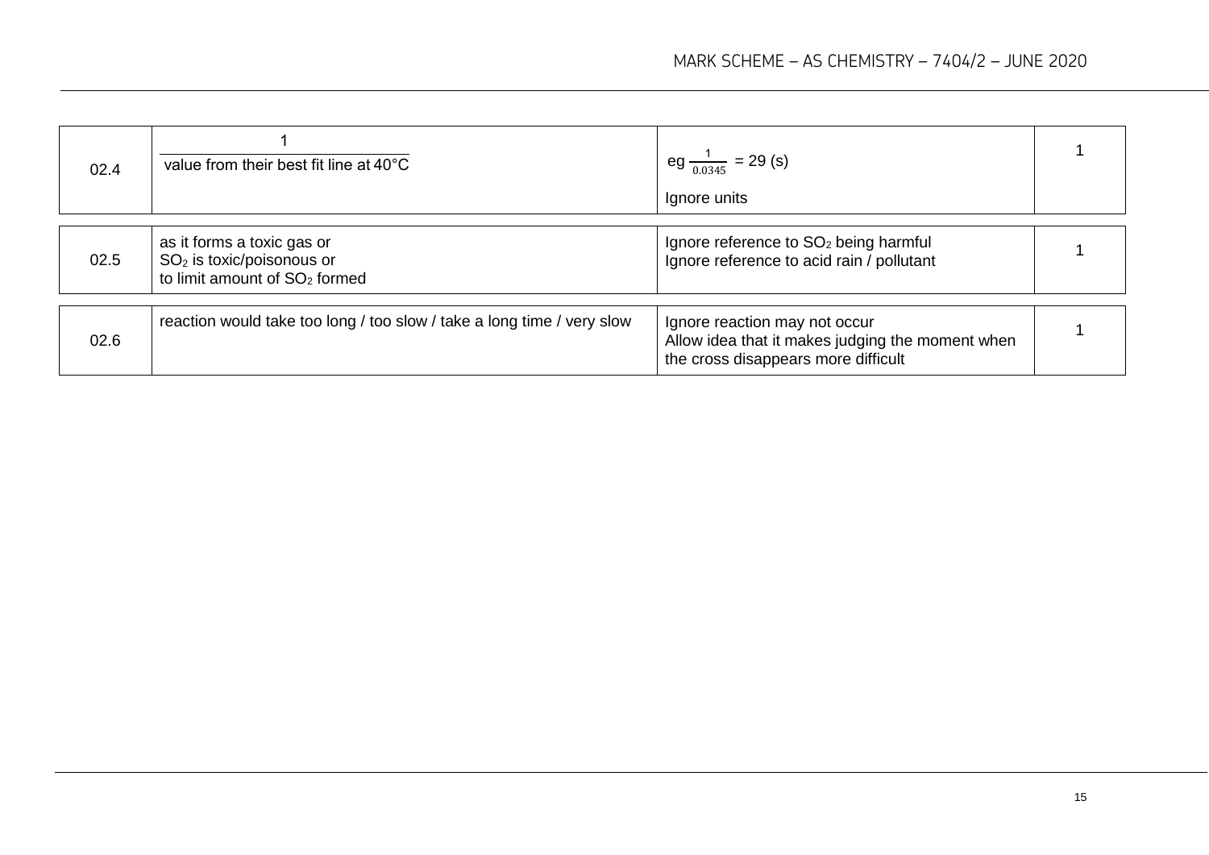| | | | |
|---|---|---|---|
| 02.4 | $\frac{1}{\text{value from their best fit line at } 40°\text{C}}$ | eg $\frac{1}{0.0345}$ = 29 (s)<br><br>Ignore units | 1 |
| 02.5 | as it forms a toxic gas or<br>$SO_2$ is toxic/poisonous or<br>to limit amount of $SO_2$ formed | Ignore reference to $SO_2$ being harmful<br>Ignore reference to acid rain / pollutant | 1 |
| 02.6 | reaction would take too long / too slow / take a long time / very slow | Ignore reaction may not occur<br>Allow idea that it makes judging the moment when the cross disappears more difficult | 1 |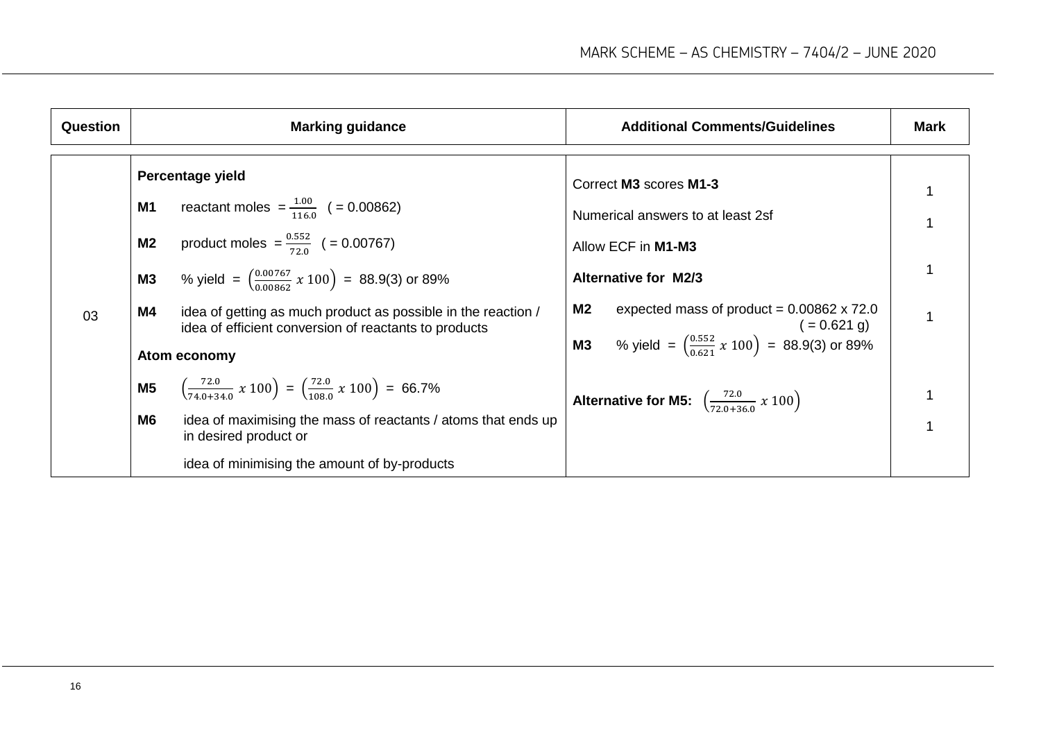| Question | Marking guidance | Additional Comments/Guidelines | Mark |
|---|---|---|---|
| 03 | **Percentage yield**<br><br>**M1** reactant moles $= \frac{1.00}{116.0}$ ( = 0.00862)<br><br>**M2** product moles $= \frac{0.552}{72.0}$ ( = 0.00767)<br><br>**M3** % yield $= \left(\frac{0.00767}{0.00862} \times 100\right)$ = 88.9(3) or 89%<br><br>**M4** idea of getting as much product as possible in the reaction / idea of efficient conversion of reactants to products<br><br>**Atom economy**<br><br>**M5** $\left(\frac{72.0}{74.0+34.0} \times 100\right) = \left(\frac{72.0}{108.0} \times 100\right)$ = 66.7%<br><br>**M6** idea of maximising the mass of reactants / atoms that ends up in desired product or<br><br>idea of minimising the amount of by-products | Correct **M3** scores **M1-3**<br><br>Numerical answers to at least 2sf<br><br>Allow ECF in **M1-M3**<br><br>**Alternative for M2/3**<br><br>**M2** expected mass of product = 0.00862 x 72.0 ( = 0.621 g)<br><br>**M3** % yield $= \left(\frac{0.552}{0.621} \times 100\right)$ = 88.9(3) or 89%<br><br>**Alternative for M5:** $\left(\frac{72.0}{72.0+36.0} \times 100\right)$ | 1<br><br>1<br><br>1<br><br>1<br><br>1<br><br>1 |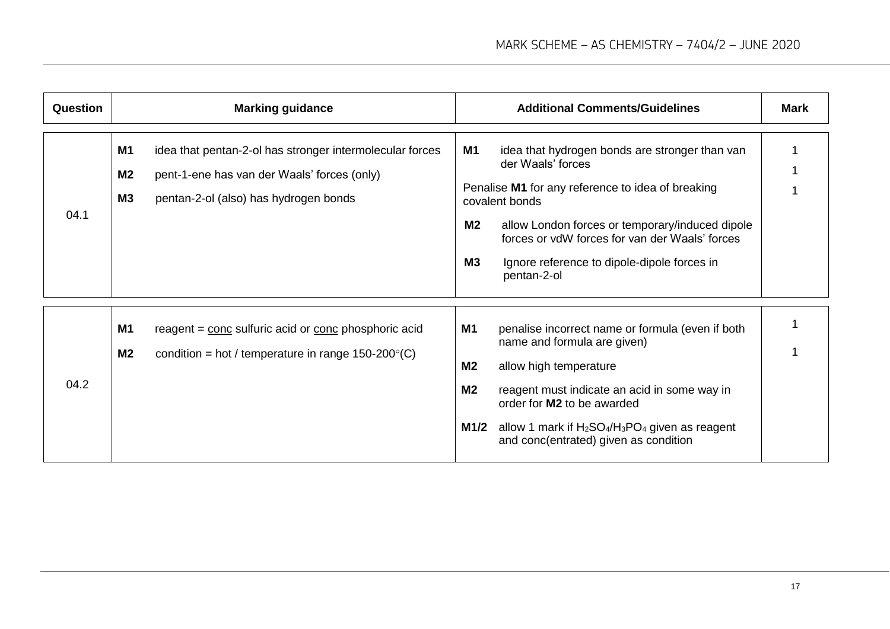| Question | Marking guidance | Additional Comments/Guidelines | Mark |
|---|---|---|---|
| 04.1 | **M1** idea that pentan-2-ol has stronger intermolecular forces<br>**M2** pent-1-ene has van der Waals' forces (only)<br>**M3** pentan-2-ol (also) has hydrogen bonds | **M1** idea that hydrogen bonds are stronger than van der Waals' forces<br>Penalise **M1** for any reference to idea of breaking covalent bonds<br>**M2** allow London forces or temporary/induced dipole forces or vdW forces for van der Waals' forces<br>**M3** Ignore reference to dipole-dipole forces in pentan-2-ol | 1<br>1<br>1 |
| 04.2 | **M1** reagent = <u>conc</u> sulfuric acid or <u>conc</u> phosphoric acid<br>**M2** condition = hot / temperature in range 150-200°(C) | **M1** penalise incorrect name or formula (even if both name and formula are given)<br>**M2** allow high temperature<br>**M2** reagent must indicate an acid in some way in order for **M2** to be awarded<br>**M1/2** allow 1 mark if $H_2SO_4$/$H_3PO_4$ given as reagent and conc(entrated) given as condition | 1<br>1 |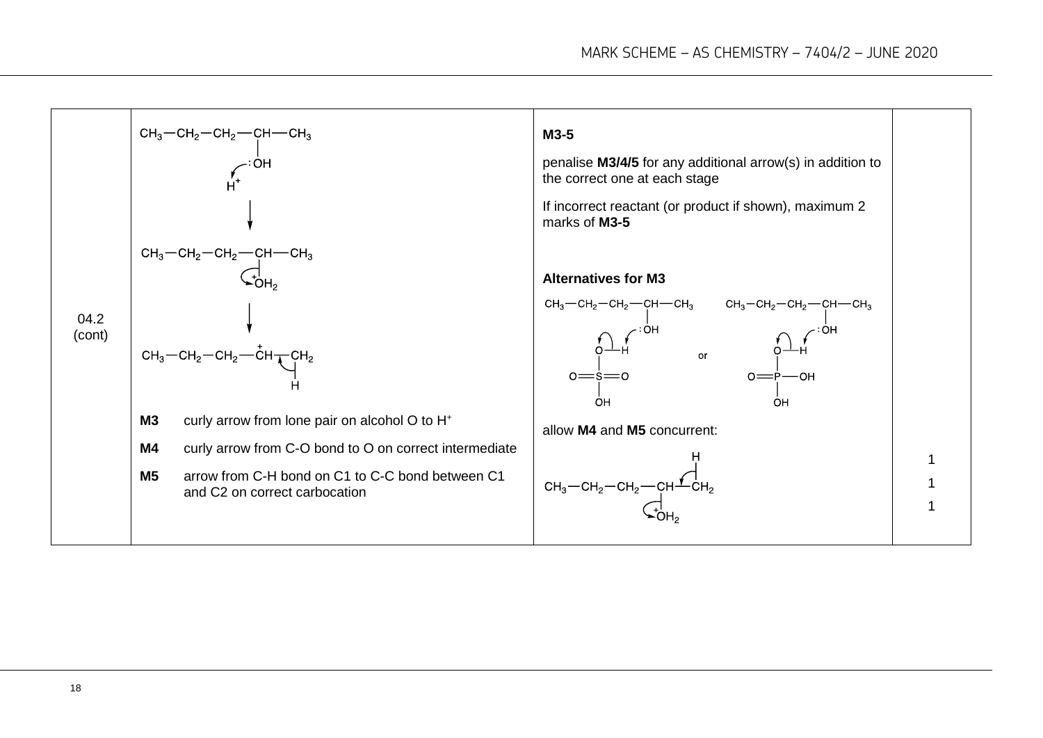| Question | Answers | Additional comments/Guidelines | Mark |
|---|---|---|---|
| 04.2 (cont) | $CH_3-CH_2-CH_2-CH(OH)-CH_3$ with $H^+$ (curly arrow from lone pair on OH to $H^+$) → $CH_3-CH_2-CH_2-CH(\overset{+}{O}H_2)-CH_3$ (curly arrow from C–O bond to O) → $CH_3-CH_2-CH_2-\overset{+}{C}H-CH_2-H$ (curly arrow from C–H bond to C–C bond) | **M3-5** | |
| | **M3** curly arrow from lone pair on alcohol O to $H^+$ | penalise **M3/4/5** for any additional arrow(s) in addition to the correct one at each stage | 1 |
| | **M4** curly arrow from C-O bond to O on correct intermediate | If incorrect reactant (or product if shown), maximum 2 marks of **M3-5** | 1 |
| | **M5** arrow from C-H bond on C1 to C-C bond between C1 and C2 on correct carbocation | **Alternatives for M3** | 1 |
| | | $CH_3-CH_2-CH_2-CH(:OH)-CH_3$ with curly arrow from lone pair on alcohol O to H of $H-O-SO_2-OH$ (and arrow from O–H bond to O) **or** $CH_3-CH_2-CH_2-CH(:OH)-CH_3$ with curly arrow from lone pair on alcohol O to H of $H-O-PO(OH)-OH$ (and arrow from O–H bond to O) | |
| | | allow **M4** and **M5** concurrent: $CH_3-CH_2-CH_2-CH(\overset{+}{O}H_2)-CH_2-H$ with arrow from C–O bond to O and arrow from C–H bond to C–C bond | |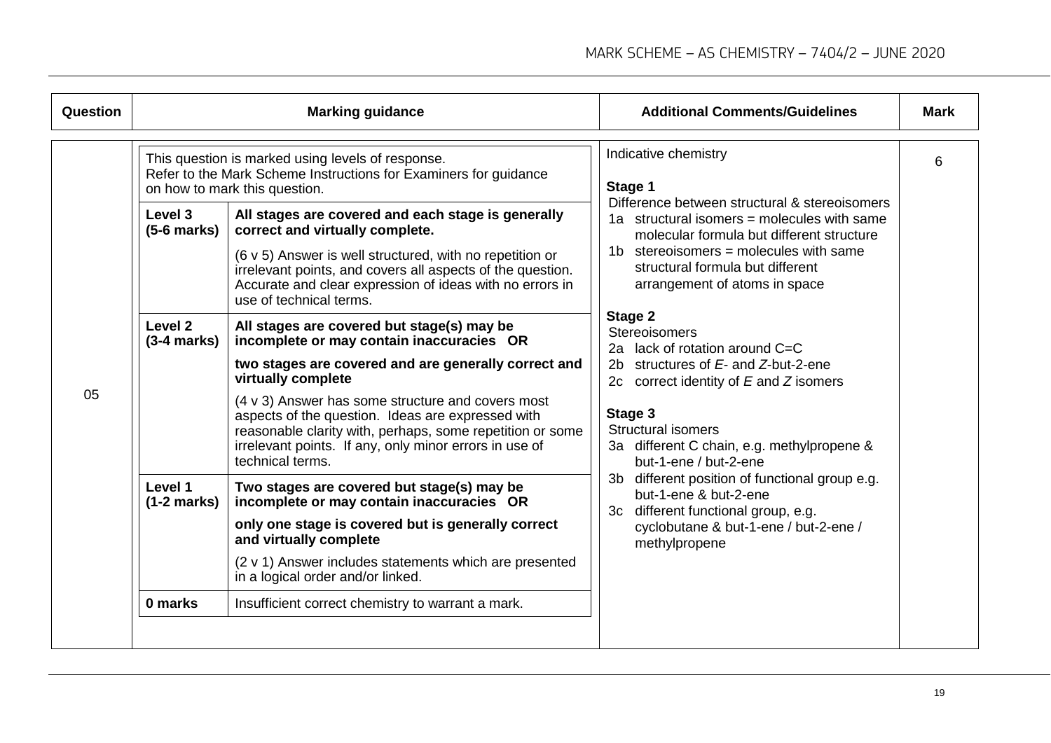| Question | Marking guidance | | Additional Comments/Guidelines | Mark |
|---|---|---|---|---|
| 05 | This question is marked using levels of response. Refer to the Mark Scheme Instructions for Examiners for guidance on how to mark this question. | | Indicative chemistry<br><br>**Stage 1**<br>Difference between structural & stereoisomers<br>1a structural isomers = molecules with same molecular formula but different structure<br>1b stereoisomers = molecules with same structural formula but different arrangement of atoms in space<br><br>**Stage 2**<br>Stereoisomers<br>2a lack of rotation around C=C<br>2b structures of *E*- and *Z*-but-2-ene<br>2c correct identity of *E* and *Z* isomers<br><br>**Stage 3**<br>Structural isomers<br>3a different C chain, e.g. methylpropene & but-1-ene / but-2-ene<br>3b different position of functional group e.g. but-1-ene & but-2-ene<br>3c different functional group, e.g. cyclobutane & but-1-ene / but-2-ene / methylpropene | 6 |
| | **Level 3 (5-6 marks)** | **All stages are covered and each stage is generally correct and virtually complete.**<br><br>(6 v 5) Answer is well structured, with no repetition or irrelevant points, and covers all aspects of the question. Accurate and clear expression of ideas with no errors in use of technical terms. | | |
| | **Level 2 (3-4 marks)** | **All stages are covered but stage(s) may be incomplete or may contain inaccuracies OR**<br><br>**two stages are covered and are generally correct and virtually complete**<br><br>(4 v 3) Answer has some structure and covers most aspects of the question. Ideas are expressed with reasonable clarity with, perhaps, some repetition or some irrelevant points. If any, only minor errors in use of technical terms. | | |
| | **Level 1 (1-2 marks)** | **Two stages are covered but stage(s) may be incomplete or may contain inaccuracies OR**<br><br>**only one stage is covered but is generally correct and virtually complete**<br><br>(2 v 1) Answer includes statements which are presented in a logical order and/or linked. | | |
| | **0 marks** | Insufficient correct chemistry to warrant a mark. | | |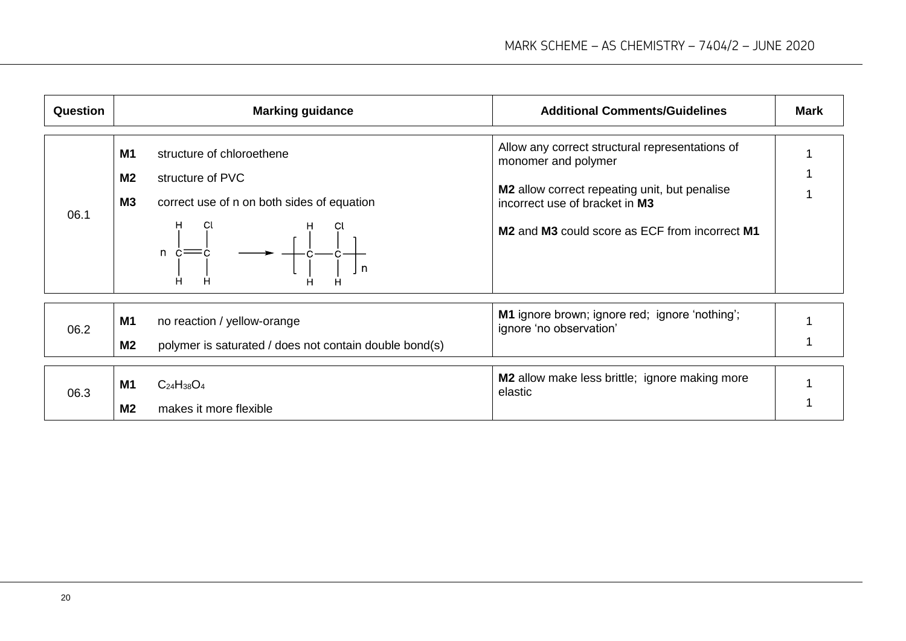| Question | Marking guidance | Additional Comments/Guidelines | Mark |
|---|---|---|---|
| 06.1 | **M1** structure of chloroethene<br>**M2** structure of PVC<br>**M3** correct use of n on both sides of equation<br>$$n\,\mathrm{CH_2{=}CHCl} \longrightarrow \mathrm{\left[\!-CH_2-CHCl-\right]_n}$$ | Allow any correct structural representations of monomer and polymer<br><br>**M2** allow correct repeating unit, but penalise incorrect use of bracket in **M3**<br><br>**M2** and **M3** could score as ECF from incorrect **M1** | 1<br>1<br>1 |
| 06.2 | **M1** no reaction / yellow-orange<br>**M2** polymer is saturated / does not contain double bond(s) | **M1** ignore brown; ignore red; ignore 'nothing'; ignore 'no observation' | 1<br>1 |
| 06.3 | **M1** $C_{24}H_{38}O_4$<br>**M2** makes it more flexible | **M2** allow make less brittle; ignore making more elastic | 1<br>1 |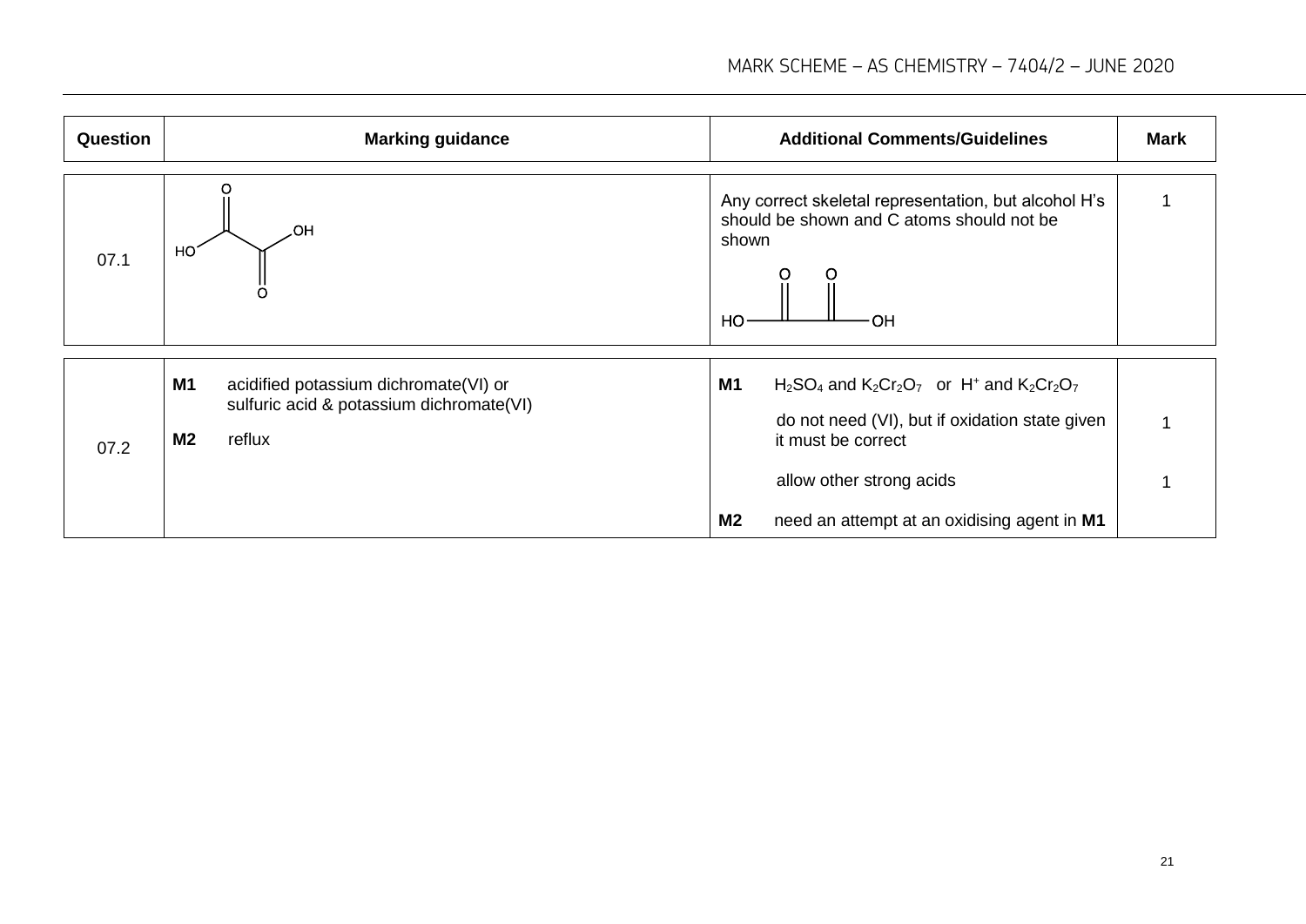| Question | Marking guidance | Additional Comments/Guidelines | Mark |
| --- | --- | --- | --- |
| 07.1 | (skeletal structure of ethanedioic acid: HO–C(=O)–C(=O)–OH) | Any correct skeletal representation, but alcohol H's should be shown and C atoms should not be shown (alternative skeletal structure: HO–C(=O)–C(=O)–OH) | 1 |
| 07.2 | **M1** acidified potassium dichromate(VI) or sulfuric acid & potassium dichromate(VI)<br><br>**M2** reflux | **M1** $H_2SO_4$ and $K_2Cr_2O_7$ or $H^+$ and $K_2Cr_2O_7$<br><br>do not need (VI), but if oxidation state given it must be correct<br><br>allow other strong acids<br><br>**M2** need an attempt at an oxidising agent in **M1** | 1<br><br>1 |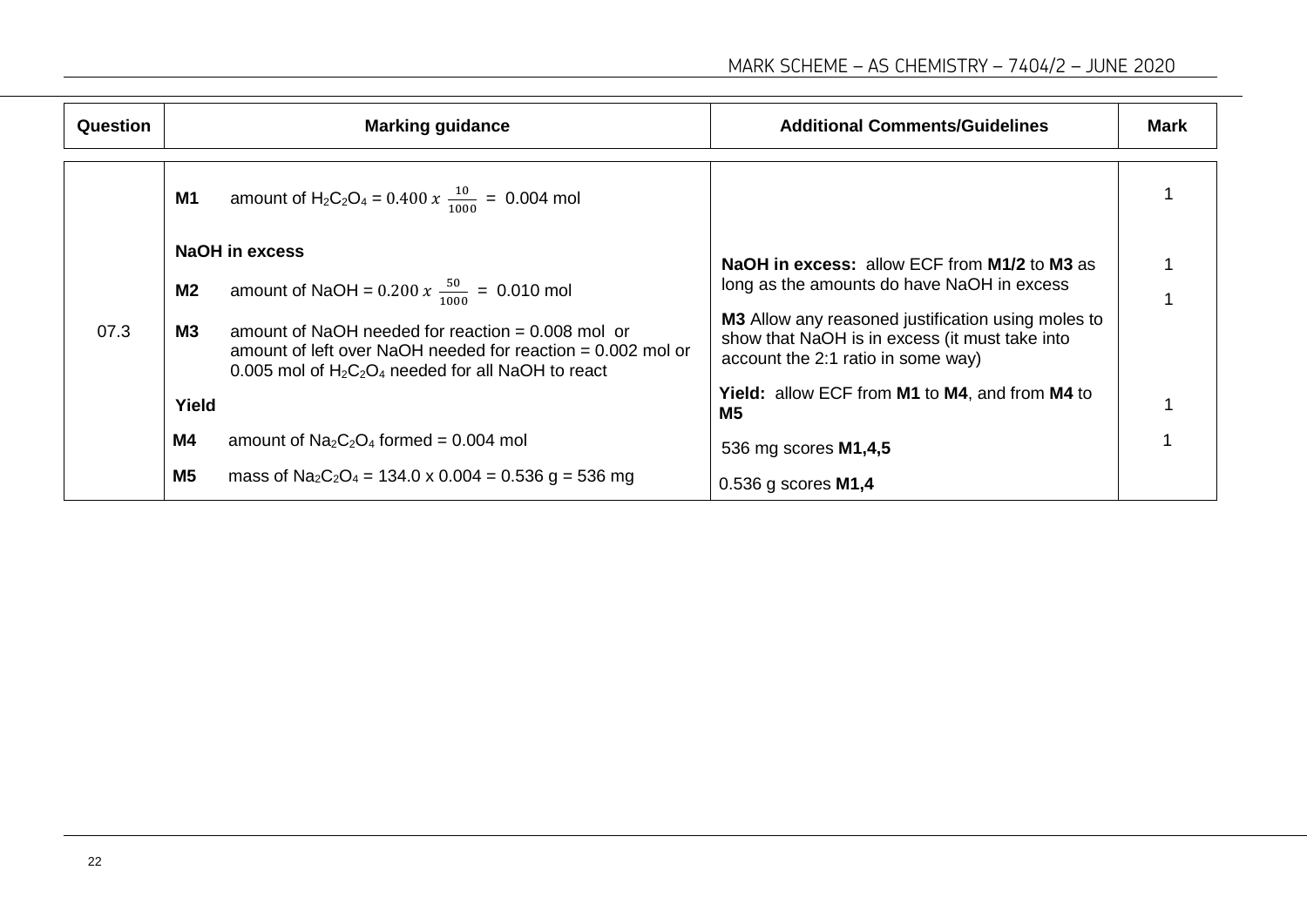| Question | Marking guidance | Additional Comments/Guidelines | Mark |
|---|---|---|---|
| 07.3 | **M1** amount of $H_2C_2O_4 = 0.400 \times \frac{10}{1000}$ = 0.004 mol | | 1 |
| | **NaOH in excess** <br> **M2** amount of NaOH = $0.200 \times \frac{50}{1000}$ = 0.010 mol | **NaOH in excess:** allow ECF from **M1/2** to **M3** as long as the amounts do have NaOH in excess | 1 |
| | **M3** amount of NaOH needed for reaction = 0.008 mol or amount of left over NaOH needed for reaction = 0.002 mol or 0.005 mol of $H_2C_2O_4$ needed for all NaOH to react | **M3** Allow any reasoned justification using moles to show that NaOH is in excess (it must take into account the 2:1 ratio in some way) | 1 |
| | **Yield** <br> **M4** amount of $Na_2C_2O_4$ formed = 0.004 mol | **Yield:** allow ECF from **M1** to **M4**, and from **M4** to **M5** <br> 536 mg scores **M1,4,5** | 1 |
| | **M5** mass of $Na_2C_2O_4$ = 134.0 x 0.004 = 0.536 g = 536 mg | 0.536 g scores **M1,4** | 1 |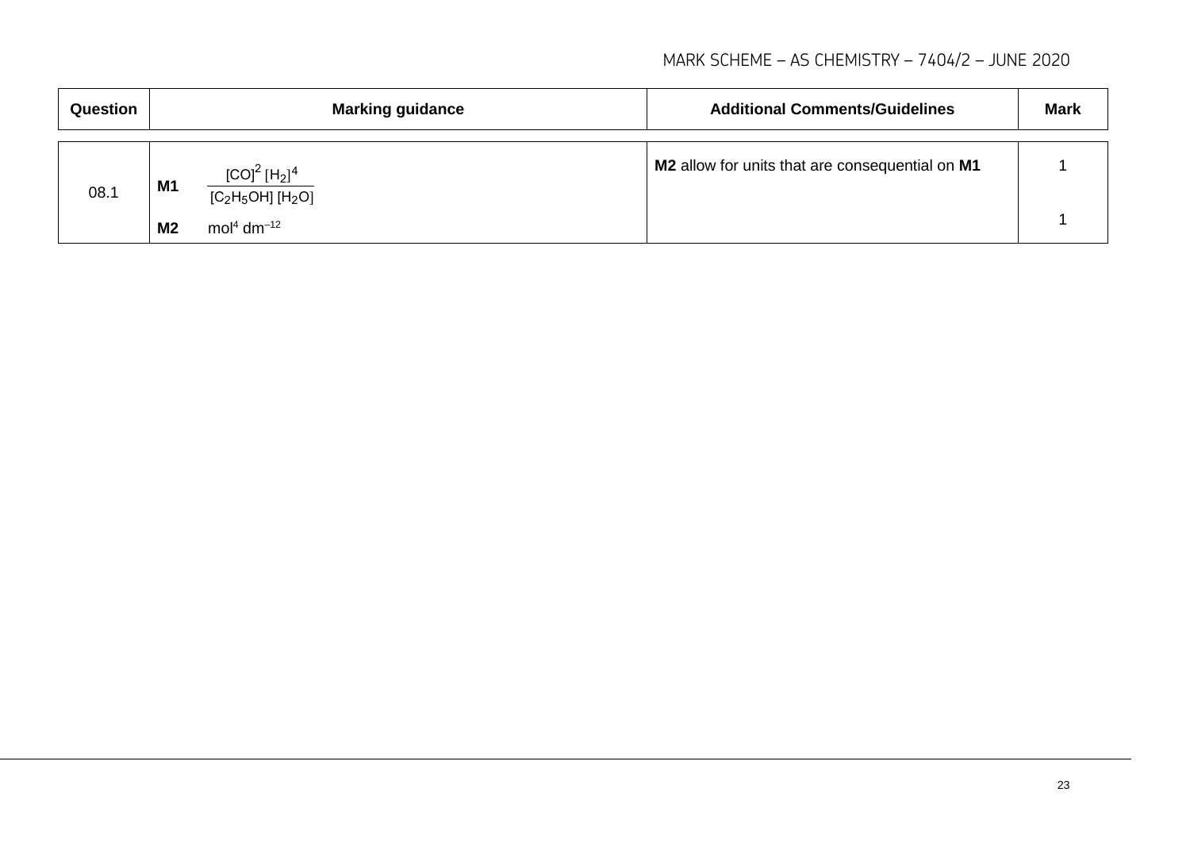| Question | Marking guidance | Additional Comments/Guidelines | Mark |
|---|---|---|---|
| 08.1 | **M1** $\dfrac{[CO]^2\,[H_2]^4}{[C_2H_5OH]\,[H_2O]}$ | **M2** allow for units that are consequential on **M1** | 1 |
| | **M2** $mol^4\ dm^{-12}$ | | 1 |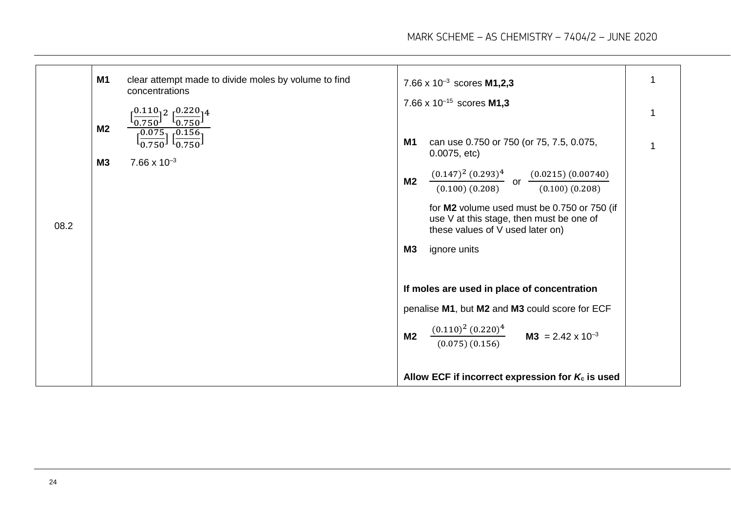| Question | Marking guidance | Additional comments/guidance | Mark |
|---|---|---|---|
| 08.2 | **M1** clear attempt made to divide moles by volume to find concentrations<br><br>**M2** $\dfrac{\left[\frac{0.110}{0.750}\right]^2 \left[\frac{0.220}{0.750}\right]^4}{\left[\frac{0.075}{0.750}\right]\left[\frac{0.156}{0.750}\right]}$<br><br>**M3** $7.66 \times 10^{-3}$ | $7.66 \times 10^{-3}$ scores **M1,2,3**<br><br>$7.66 \times 10^{-15}$ scores **M1,3**<br><br>**M1** can use 0.750 or 750 (or 75, 7.5, 0.075, 0.0075, etc)<br><br>**M2** $\dfrac{(0.147)^2\,(0.293)^4}{(0.100)\,(0.208)}$ or $\dfrac{(0.0215)\,(0.00740)}{(0.100)\,(0.208)}$<br><br>for **M2** volume used must be 0.750 or 750 (if use V at this stage, then must be one of these values of V used later on)<br><br>**M3** ignore units<br><br>**If moles are used in place of concentration**<br><br>penalise **M1**, but **M2** and **M3** could score for ECF<br><br>**M2** $\dfrac{(0.110)^2\,(0.220)^4}{(0.075)\,(0.156)}$ **M3** $= 2.42 \times 10^{-3}$<br><br>**Allow ECF if incorrect expression for $K_c$ is used** | 1<br><br>1<br><br>1 |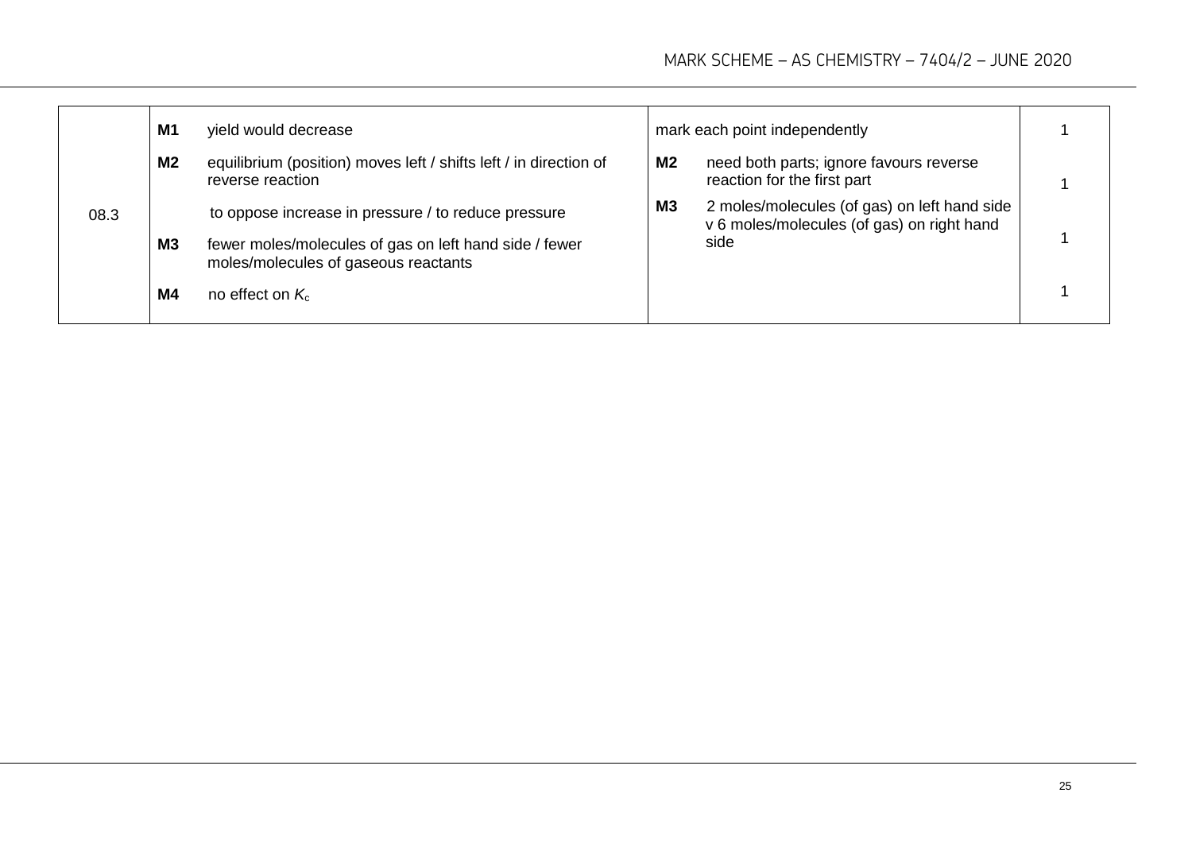| Question | Answers | Additional comments/Guidance | Mark |
| --- | --- | --- | --- |
| 08.3 | **M1** yield would decrease<br>**M2** equilibrium (position) moves left / shifts left / in direction of reverse reaction<br>to oppose increase in pressure / to reduce pressure<br>**M3** fewer moles/molecules of gas on left hand side / fewer moles/molecules of gaseous reactants<br>**M4** no effect on $K_c$ | mark each point independently<br>**M2** need both parts; ignore favours reverse reaction for the first part<br>**M3** 2 moles/molecules (of gas) on left hand side v 6 moles/molecules (of gas) on right hand side | 1<br>1<br>1<br>1 |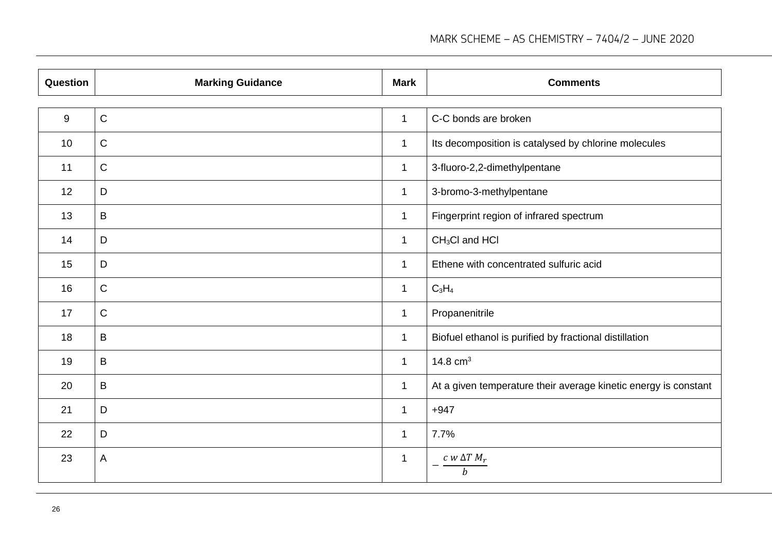| Question | Marking Guidance | Mark | Comments |
|---|---|---|---|
| 9 | C | 1 | C-C bonds are broken |
| 10 | C | 1 | Its decomposition is catalysed by chlorine molecules |
| 11 | C | 1 | 3-fluoro-2,2-dimethylpentane |
| 12 | D | 1 | 3-bromo-3-methylpentane |
| 13 | B | 1 | Fingerprint region of infrared spectrum |
| 14 | D | 1 | $CH_3Cl$ and HCl |
| 15 | D | 1 | Ethene with concentrated sulfuric acid |
| 16 | C | 1 | $C_3H_4$ |
| 17 | C | 1 | Propanenitrile |
| 18 | B | 1 | Biofuel ethanol is purified by fractional distillation |
| 19 | B | 1 | 14.8 $cm^3$ |
| 20 | B | 1 | At a given temperature their average kinetic energy is constant |
| 21 | D | 1 | +947 |
| 22 | D | 1 | 7.7% |
| 23 | A | 1 | $-\dfrac{c\ w\ \Delta T\ M_r}{b}$ |